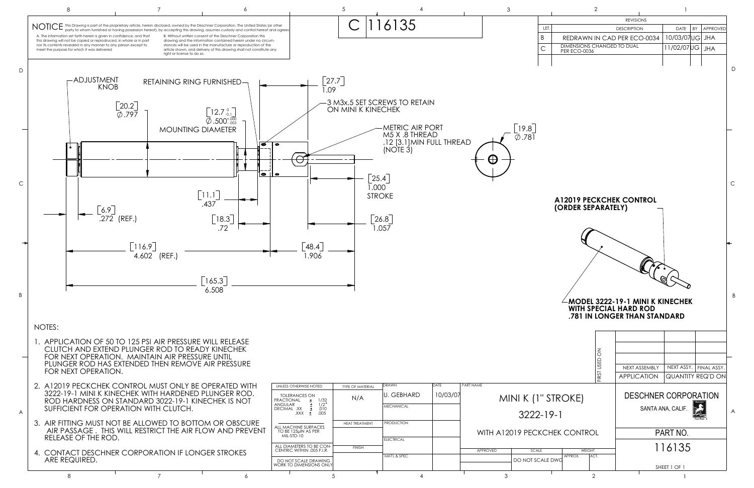# C 116135

**NOTICE** This Drawing is part of the proprietary article, herein disclosed, owned by the Deschner Corporation. The United States (or other party to whom furnished or having possession hereof), by accepting this drawing, assumes custody and control hereof and agrees

A. The information set forth herein is given in confidence, and that this drawing will not be copied or reproduced, in whole or in part nor its contents revealed in any manner to any person except to meet the purpose for which it was delivered

B. Without written consent of the Deschner Corporation this drawing and the information contained herein under no circumstances will be used in the manufacture or reproduction of the article shown, and delivery of this drawing shall not constitute any right or license to do so.

| REVISIONS | | | | |
|---|---|---|---|---|
| LET. | DESCRIPTION | DATE | BY | APPROVED |
| B | REDRAWN IN CAD PER ECO-0034 | 10/03/07 | UG | JHA |
| C | DIMENSIONS CHANGED TO DUAL PER ECO-0036 | 11/02/07 | UG | JHA |

ADJUSTMENT KNOB

RETAINING RING FURNISHED

[20.2] Ø.797

[12.7 $^{0}_{-0.1}$] Ø.500$^{+.000}_{-.003}$ MOUNTING DIAMETER

[27.7] 1.09

3 M3x.5 SET SCREWS TO RETAIN ON MINI K KINECHEK

METRIC AIR PORT M5 X .8 THREAD .12 [3.1]MIN FULL THREAD (NOTE 3)

[19.8] Ø.781

[25.4] 1.000 STROKE

[11.1] .437

[6.9] .272 (REF.)

[18.3] .72

[26.8] 1.057

[116.9] 4.602 (REF.)

[48.4] 1.906

[165.3] 6.508

**A12019 PECKCHEK CONTROL (ORDER SEPARATELY)**

**MODEL 3222-19-1 MINI K KINECHEK WITH SPECIAL HARD ROD .781 IN LONGER THAN STANDARD**

NOTES:

1. APPLICATION OF 50 TO 125 PSI AIR PRESSURE WILL RELEASE CLUTCH AND EXTEND PLUNGER ROD TO READY KINECHEK FOR NEXT OPERATION. MAINTAIN AIR PRESSURE UNTIL PLUNGER ROD HAS EXTENDED THEN REMOVE AIR PRESSURE FOR NEXT OPERATION.
2. A12019 PECKCHEK CONTROL MUST ONLY BE OPERATED WITH 3222-19-1 MINI K KINECHEK WITH HARDENED PLUNGER ROD. ROD HARDNESS ON STANDARD 3022-19-1 KINECHEK IS NOT SUFFICIENT FOR OPERATION WITH CLUTCH.
3. AIR FITTING MUST NOT BE ALLOWED TO BOTTOM OR OBSCURE AIR PASSAGE . THIS WILL RESTRICT THE AIR FLOW AND PREVENT RELEASE OF THE ROD.
4. CONTACT DESCHNER CORPORATION IF LONGER STROKES ARE REQUIRED.

| FIRST USED ON | NEXT ASSEMBLY | NEXT ASSY. | FINAL ASSY. |
|---|---|---|---|
| | APPLICATION | QUANTITY REQ'D ON | |

UNLESS OTHERWISE NOTED
TOLERANCES ON
FRACTIONAL ± 1/32
ANGULAR ± 1/2°
DECIMAL .XX ± .010
.XXX ± .005

ALL MACHINE SURFACES TO BE 125μIN AS PER MIL-STD-10

ALL DIAMETERS TO BE CONCENTRIC WITHIN .005 F.I.R.

DO NOT SCALE DRAWING WORK TO DIMENSIONS ONLY

| TYPE OF MATERIAL | DRAWN | DATE |
|---|---|---|
| N/A | U. GEBHARD | 10/03/07 |
| HEAT TREATMENT | MECHANICAL | |
| | PRODUCTION | |
| FINISH | ELECTRICAL | |
| | MAT'L & SPEC | |

PART NAME: MINI K (1" STROKE) 3222-19-1 WITH A12019 PECKCHEK CONTROL

APPROVED | SCALE: DO NOT SCALE DWG | WEIGHT: APPROX. / ACT.

DESCHNER CORPORATION
SANTA ANA, CALIF.

PART NO. 116135

SHEET 1 OF 1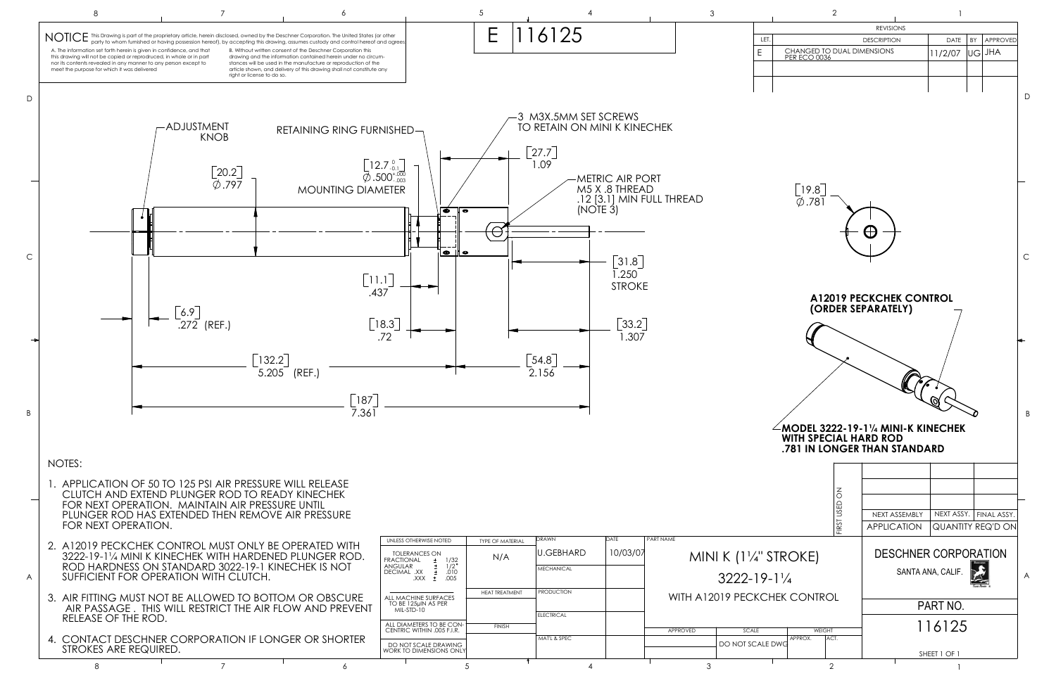NOTICE This Drawing is part of the proprietary article, herein disclosed, owned by the Deschner Corporation. The United States (or other party to whom furnished or having possession hereof), by accepting this drawing, assumes custody and control hereof and agrees

A. The information set forth herein is given in confidence, and that this drawing will not be copied or reproduced, in whole or in part nor its contents revealed in any manner to any person except to meet the purpose for which it was delivered

B. Without written consent of the Deschner Corporation this drawing and the information contained herein under no circumstances will be used in the manufacture or reproduction of the article shown, and delivery of this drawing shall not constitute any right or license to do so.

E 116125

| REVISIONS | | | | |
|---|---|---|---|---|
| LET. | DESCRIPTION | DATE | BY | APPROVED |
| E | CHANGED TO DUAL DIMENSIONS PER ECO 0036 | 11/2/07 | UG | JHA |

ADJUSTMENT KNOB

RETAINING RING FURNISHED

3 M3X.5MM SET SCREWS TO RETAIN ON MINI K KINECHEK

[20.2] Ø.797

[12.7 $^{0}_{-0.1}$] Ø.500$^{+.000}_{-.003}$ MOUNTING DIAMETER

[27.7] 1.09

METRIC AIR PORT M5 X .8 THREAD .12 [3.1] MIN FULL THREAD (NOTE 3)

[19.8] Ø.781

[11.1] .437

[31.8] 1.250 STROKE

[6.9] .272 (REF.)

[18.3] .72

[33.2] 1.307

[132.2] 5.205 (REF.)

[54.8] 2.156

[187] 7.361

**A12019 PECKCHEK CONTROL (ORDER SEPARATELY)**

**MODEL 3222-19-1¼ MINI-K KINECHEK WITH SPECIAL HARD ROD .781 IN LONGER THAN STANDARD**

NOTES:

1. APPLICATION OF 50 TO 125 PSI AIR PRESSURE WILL RELEASE CLUTCH AND EXTEND PLUNGER ROD TO READY KINECHEK FOR NEXT OPERATION. MAINTAIN AIR PRESSURE UNTIL PLUNGER ROD HAS EXTENDED THEN REMOVE AIR PRESSURE FOR NEXT OPERATION.
2. A12019 PECKCHEK CONTROL MUST ONLY BE OPERATED WITH 3222-19-1¼ MINI K KINECHEK WITH HARDENED PLUNGER ROD. ROD HARDNESS ON STANDARD 3022-19-1 KINECHEK IS NOT SUFFICIENT FOR OPERATION WITH CLUTCH.
3. AIR FITTING MUST NOT BE ALLOWED TO BOTTOM OR OBSCURE AIR PASSAGE. THIS WILL RESTRICT THE AIR FLOW AND PREVENT RELEASE OF THE ROD.
4. CONTACT DESCHNER CORPORATION IF LONGER OR SHORTER STROKES ARE REQUIRED.

| FIRST USED ON | NEXT ASSEMBLY | NEXT ASSY. | FINAL ASSY. |
|---|---|---|---|
| | APPLICATION | QUANTITY REQ'D ON | |

| UNLESS OTHERWISE NOTED | TYPE OF MATERIAL | DRAWN | DATE | PART NAME |
|---|---|---|---|---|
| TOLERANCES ON FRACTIONAL ± 1/32, ANGULAR ± 1/2°, DECIMAL .XX ± .010, .XXX ± .005 | N/A | U.GEBHARD | 10/03/07 | MINI K (1¼" STROKE) 3222-19-1¼ WITH A12019 PECKCHEK CONTROL |
| ALL MACHINE SURFACES TO BE 125µIN AS PER MIL-STD-10 | HEAT TREATMENT | MECHANICAL / PRODUCTION | | |
| ALL DIAMETERS TO BE CONCENTRIC WITHIN .005 F.I.R. | FINISH | ELECTRICAL | | APPROVED / SCALE: DO NOT SCALE DWG / WEIGHT: APPROX. ACT. |
| DO NOT SCALE DRAWING WORK TO DIMENSIONS ONLY | | MAT'L & SPEC | | |

DESCHNER CORPORATION
SANTA ANA, CALIF.

PART NO.
116125

SHEET 1 OF 1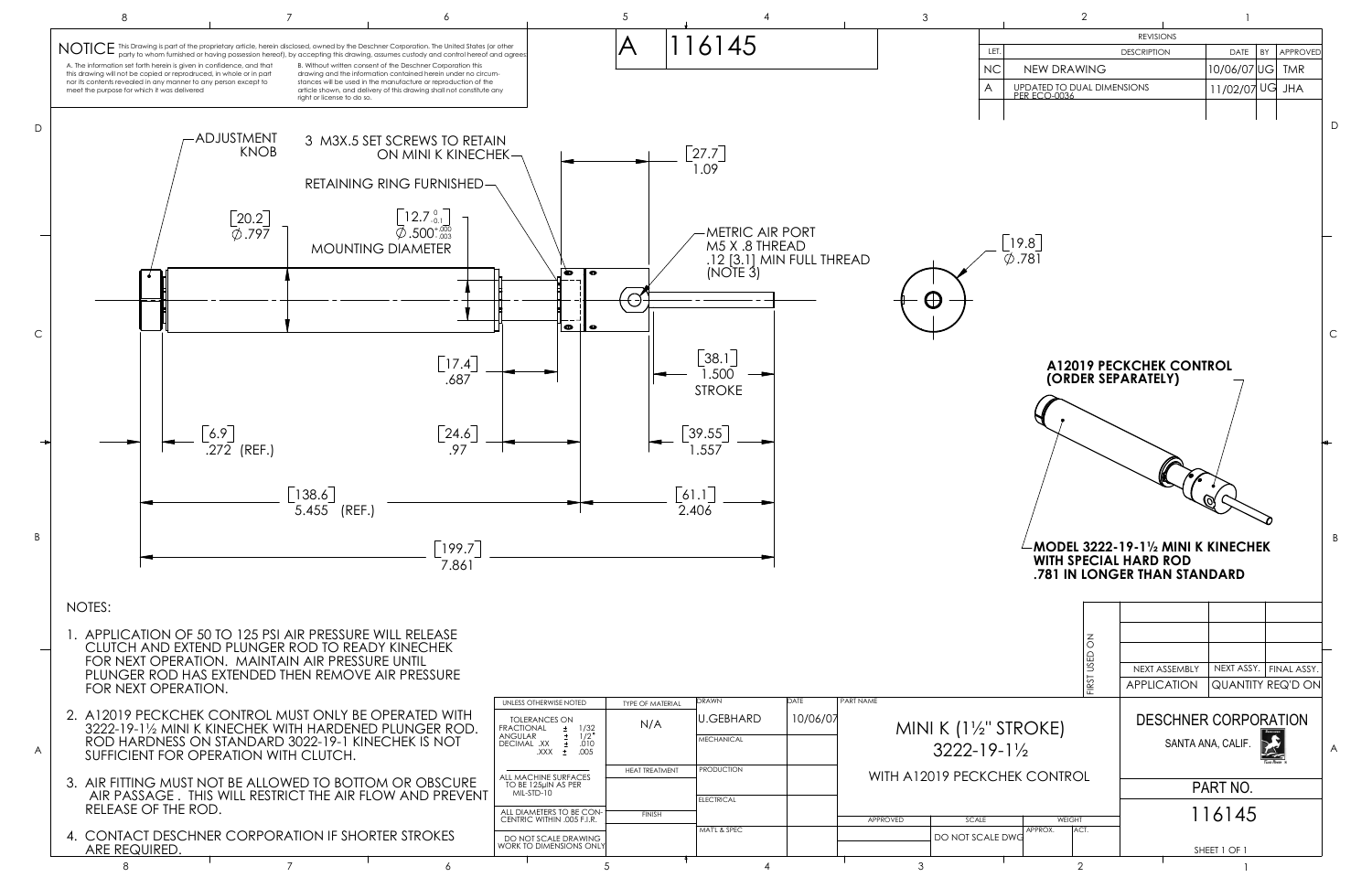NOTICE This Drawing is part of the proprietary article, herein disclosed, owned by the Deschner Corporation. The United States (or other party to whom furnished or having possession hereof), by accepting this drawing, assumes custody and control hereof and agrees

A. The information set forth herein is given in confidence, and that this drawing will not be copied or reproduced, in whole or in part nor its contents revealed in any manner to any person except to meet the purpose for which it was delivered

B. Without written consent of the Deschner Corporation this drawing and the information contained herein under no circumstances will be used in the manufacture or reproduction of the article shown, and delivery of this drawing shall not constitute any right or license to do so.

A | 116145

| REVISIONS | | | | |
|---|---|---|---|---|
| LET. | DESCRIPTION | DATE | BY | APPROVED |
| NC | NEW DRAWING | 10/06/07 | UG | TMR |
| A | UPDATED TO DUAL DIMENSIONS PER ECO-0036 | 11/02/07 | UG | JHA |

ADJUSTMENT KNOB

3 M3X.5 SET SCREWS TO RETAIN ON MINI K KINECHEK

RETAINING RING FURNISHED

[20.2] Ø.797

[12.7 $^{0}_{-0.1}$] Ø.500 $^{+.000}_{-.003}$ MOUNTING DIAMETER

[27.7] 1.09

METRIC AIR PORT M5 X .8 THREAD .12 [3.1] MIN FULL THREAD (NOTE 3)

[19.8] Ø.781

[17.4] .687

[38.1] 1.500 STROKE

[6.9] .272 (REF.)

[24.6] .97

[39.55] 1.557

[138.6] 5.455 (REF.)

[61.1] 2.406

[199.7] 7.861

**A12019 PECKCHEK CONTROL (ORDER SEPARATELY)**

**MODEL 3222-19-1½ MINI K KINECHEK WITH SPECIAL HARD ROD .781 IN LONGER THAN STANDARD**

NOTES:

1. APPLICATION OF 50 TO 125 PSI AIR PRESSURE WILL RELEASE CLUTCH AND EXTEND PLUNGER ROD TO READY KINECHEK FOR NEXT OPERATION. MAINTAIN AIR PRESSURE UNTIL PLUNGER ROD HAS EXTENDED THEN REMOVE AIR PRESSURE FOR NEXT OPERATION.
2. A12019 PECKCHEK CONTROL MUST ONLY BE OPERATED WITH 3222-19-1½ MINI K KINECHEK WITH HARDENED PLUNGER ROD. ROD HARDNESS ON STANDARD 3022-19-1 KINECHEK IS NOT SUFFICIENT FOR OPERATION WITH CLUTCH.
3. AIR FITTING MUST NOT BE ALLOWED TO BOTTOM OR OBSCURE AIR PASSAGE . THIS WILL RESTRICT THE AIR FLOW AND PREVENT RELEASE OF THE ROD.
4. CONTACT DESCHNER CORPORATION IF SHORTER STROKES ARE REQUIRED.

| | | | |
|---|---|---|---|
| FIRST USED ON | NEXT ASSEMBLY | NEXT ASSY. | FINAL ASSY. |
| | APPLICATION | QUANTITY REQ'D ON | |

UNLESS OTHERWISE NOTED — TOLERANCES ON: FRACTIONAL ± 1/32; ANGULAR ± 1/2°; DECIMAL .XX ± .010; .XXX ± .005

ALL MACHINE SURFACES TO BE 125μIN AS PER MIL-STD-10

ALL DIAMETERS TO BE CONCENTRIC WITHIN .005 F.I.R.

DO NOT SCALE DRAWING WORK TO DIMENSIONS ONLY

TYPE OF MATERIAL: N/A

HEAT TREATMENT:

FINISH:

| | | |
|---|---|---|
| DRAWN | U.GEBHARD | DATE 10/06/07 |
| MECHANICAL | | |
| PRODUCTION | | |
| ELECTRICAL | | |
| MAT'L & SPEC | | |

PART NAME: MINI K (1½" STROKE) 3222-19-1½ WITH A12019 PECKCHEK CONTROL

APPROVED | SCALE: DO NOT SCALE DWG | WEIGHT: APPROX. | ACT.

DESCHNER CORPORATION
SANTA ANA, CALIF.

PART NO. 116145

SHEET 1 OF 1